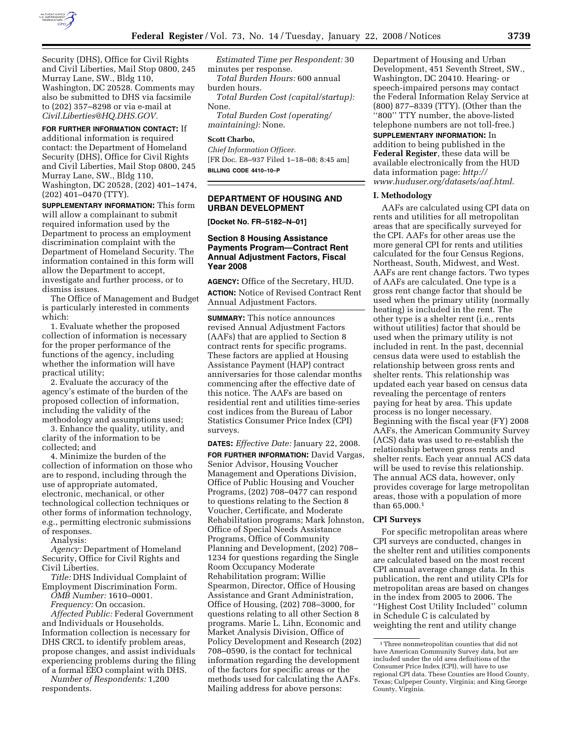Security (DHS), Office for Civil Rights and Civil Liberties, Mail Stop 0800, 245 Murray Lane, SW., Bldg 110, Washington, DC 20528. Comments may also be submitted to DHS via facsimile to (202) 357–8298 or via e-mail at *Civil.Liberties@HQ.DHS.GOV.*

**FOR FURTHER INFORMATION CONTACT:** If additional information is required contact: the Department of Homeland Security (DHS), Office for Civil Rights and Civil Liberties, Mail Stop 0800, 245 Murray Lane, SW., Bldg 110, Washington, DC 20528, (202) 401–1474, (202) 401–0470 (TTY).

**SUPPLEMENTARY INFORMATION:** This form will allow a complainant to submit required information used by the Department to process an employment discrimination complaint with the Department of Homeland Security. The information contained in this form will allow the Department to accept, investigate and further process, or to dismiss issues.

The Office of Management and Budget is particularly interested in comments which:

1. Evaluate whether the proposed collection of information is necessary for the proper performance of the functions of the agency, including whether the information will have practical utility;
2. Evaluate the accuracy of the agency's estimate of the burden of the proposed collection of information, including the validity of the methodology and assumptions used;
3. Enhance the quality, utility, and clarity of the information to be collected; and
4. Minimize the burden of the collection of information on those who are to respond, including through the use of appropriate automated, electronic, mechanical, or other technological collection techniques or other forms of information technology, e.g., permitting electronic submissions of responses.

Analysis:

*Agency:* Department of Homeland Security, Office for Civil Rights and Civil Liberties.

*Title:* DHS Individual Complaint of Employment Discrimination Form.

*OMB Number:* 1610–0001.

*Frequency:* On occasion.

*Affected Public:* Federal Government and Individuals or Households. Information collection is necessary for DHS CRCL to identify problem areas, propose changes, and assist individuals experiencing problems during the filing of a formal EEO complaint with DHS.

*Number of Respondents:* 1,200 respondents.

*Estimated Time per Respondent:* 30 minutes per response.

*Total Burden Hours:* 600 annual burden hours.

*Total Burden Cost (capital/startup):* None.

*Total Burden Cost (operating/maintaining):* None.

**Scott Charbo,**

*Chief Information Officer.*

[FR Doc. E8–937 Filed 1–18–08; 8:45 am]

**BILLING CODE 4410–10–P**

## DEPARTMENT OF HOUSING AND URBAN DEVELOPMENT

**[Docket No. FR–5182–N–01]**

## Section 8 Housing Assistance Payments Program—Contract Rent Annual Adjustment Factors, Fiscal Year 2008

**AGENCY:** Office of the Secretary, HUD.

**ACTION:** Notice of Revised Contract Rent Annual Adjustment Factors.

**SUMMARY:** This notice announces revised Annual Adjustment Factors (AAFs) that are applied to Section 8 contract rents for specific programs. These factors are applied at Housing Assistance Payment (HAP) contract anniversaries for those calendar months commencing after the effective date of this notice. The AAFs are based on residential rent and utilities time-series cost indices from the Bureau of Labor Statistics Consumer Price Index (CPI) surveys.

**DATES:** *Effective Date:* January 22, 2008.

**FOR FURTHER INFORMATION:** David Vargas, Senior Advisor, Housing Voucher Management and Operations Division, Office of Public Housing and Voucher Programs, (202) 708–0477 can respond to questions relating to the Section 8 Voucher, Certificate, and Moderate Rehabilitation programs; Mark Johnston, Office of Special Needs Assistance Programs, Office of Community Planning and Development, (202) 708–1234 for questions regarding the Single Room Occupancy Moderate Rehabilitation program; Willie Spearmon, Director, Office of Housing Assistance and Grant Administration, Office of Housing, (202) 708–3000, for questions relating to all other Section 8 programs. Marie L. Lihn, Economic and Market Analysis Division, Office of Policy Development and Research (202) 708–0590, is the contact for technical information regarding the development of the factors for specific areas or the methods used for calculating the AAFs. Mailing address for above persons: Department of Housing and Urban Development, 451 Seventh Street, SW., Washington, DC 20410. Hearing- or speech-impaired persons may contact the Federal Information Relay Service at (800) 877–8339 (TTY). (Other than the ''800'' TTY number, the above-listed telephone numbers are not toll-free.)

**SUPPLEMENTARY INFORMATION:** In addition to being published in the **Federal Register**, these data will be available electronically from the HUD data information page: *http://www.huduser.org/datasets/aaf.html.*

### I. Methodology

AAFs are calculated using CPI data on rents and utilities for all metropolitan areas that are specifically surveyed for the CPI. AAFs for other areas use the more general CPI for rents and utilities calculated for the four Census Regions, Northeast, South, Midwest, and West. AAFs are rent change factors. Two types of AAFs are calculated. One type is a gross rent change factor that should be used when the primary utility (normally heating) is included in the rent. The other type is a shelter rent (i.e., rents without utilities) factor that should be used when the primary utility is not included in rent. In the past, decennial census data were used to establish the relationship between gross rents and shelter rents. This relationship was updated each year based on census data revealing the percentage of renters paying for heat by area. This update process is no longer necessary. Beginning with the fiscal year (FY) 2008 AAFs, the American Community Survey (ACS) data was used to re-establish the relationship between gross rents and shelter rents. Each year annual ACS data will be used to revise this relationship. The annual ACS data, however, only provides coverage for large metropolitan areas, those with a population of more than 65,000.[1]

### CPI Surveys

For specific metropolitan areas where CPI surveys are conducted, changes in the shelter rent and utilities components are calculated based on the most recent CPI annual average change data. In this publication, the rent and utility CPIs for metropolitan areas are based on changes in the index from 2005 to 2006. The ''Highest Cost Utility Included'' column in Schedule C is calculated by weighting the rent and utility change

[1] Three nonmetropolitan counties that did not have American Community Survey data, but are included under the old area definitions of the Consumer Price Index (CPI), will have to use regional CPI data. These Counties are Hood County, Texas; Culpeper County, Virginia; and King George County, Virginia.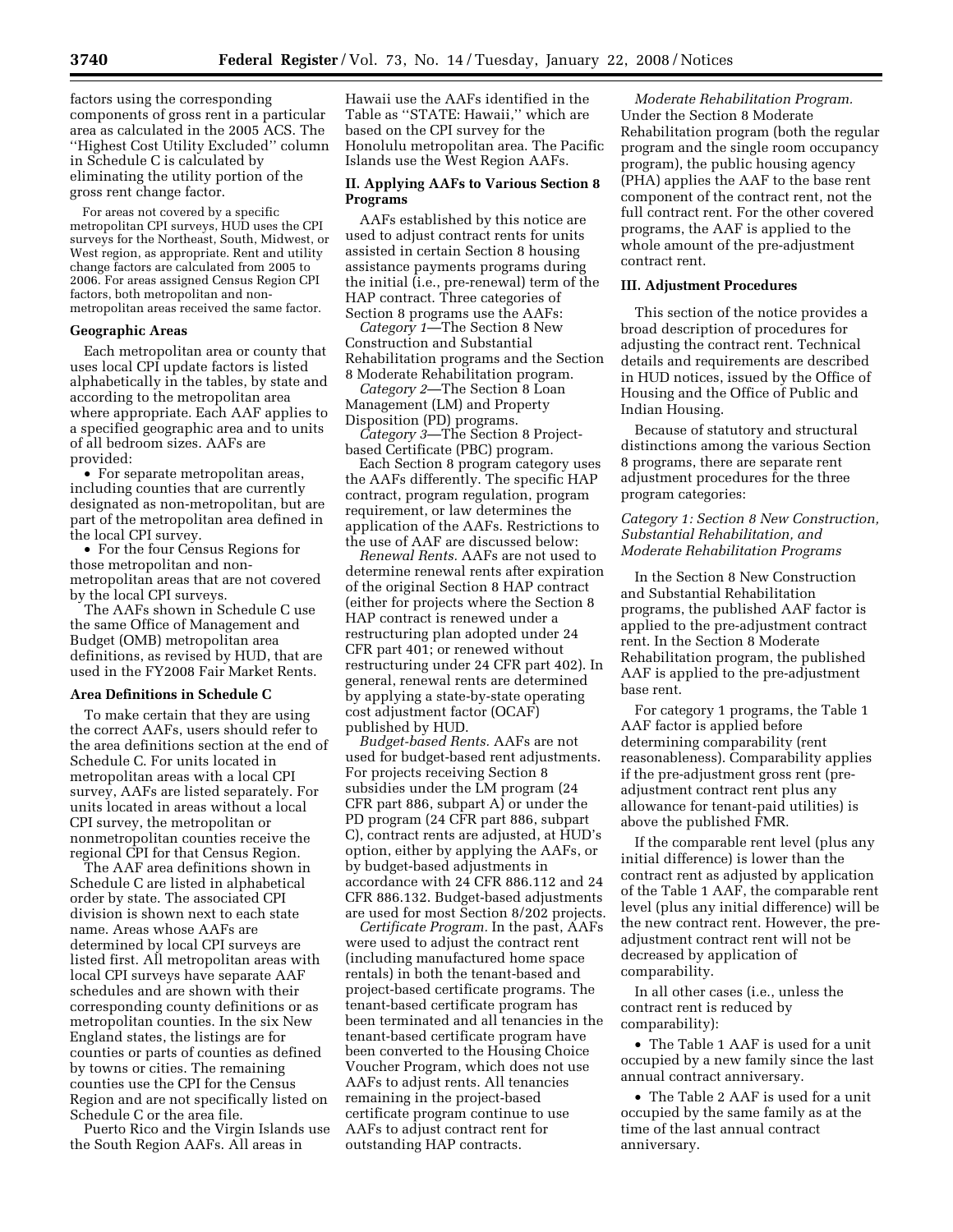factors using the corresponding components of gross rent in a particular area as calculated in the 2005 ACS. The ''Highest Cost Utility Excluded'' column in Schedule C is calculated by eliminating the utility portion of the gross rent change factor.

For areas not covered by a specific metropolitan CPI surveys, HUD uses the CPI surveys for the Northeast, South, Midwest, or West region, as appropriate. Rent and utility change factors are calculated from 2005 to 2006. For areas assigned Census Region CPI factors, both metropolitan and non-metropolitan areas received the same factor.

### Geographic Areas

Each metropolitan area or county that uses local CPI update factors is listed alphabetically in the tables, by state and according to the metropolitan area where appropriate. Each AAF applies to a specified geographic area and to units of all bedroom sizes. AAFs are provided:

- For separate metropolitan areas, including counties that are currently designated as non-metropolitan, but are part of the metropolitan area defined in the local CPI survey.
- For the four Census Regions for those metropolitan and non-metropolitan areas that are not covered by the local CPI surveys.

The AAFs shown in Schedule C use the same Office of Management and Budget (OMB) metropolitan area definitions, as revised by HUD, that are used in the FY2008 Fair Market Rents.

### Area Definitions in Schedule C

To make certain that they are using the correct AAFs, users should refer to the area definitions section at the end of Schedule C. For units located in metropolitan areas with a local CPI survey, AAFs are listed separately. For units located in areas without a local CPI survey, the metropolitan or nonmetropolitan counties receive the regional CPI for that Census Region.

The AAF area definitions shown in Schedule C are listed in alphabetical order by state. The associated CPI division is shown next to each state name. Areas whose AAFs are determined by local CPI surveys are listed first. All metropolitan areas with local CPI surveys have separate AAF schedules and are shown with their corresponding county definitions or as metropolitan counties. In the six New England states, the listings are for counties or parts of counties as defined by towns or cities. The remaining counties use the CPI for the Census Region and are not specifically listed on Schedule C or the area file.

Puerto Rico and the Virgin Islands use the South Region AAFs. All areas in Hawaii use the AAFs identified in the Table as ''STATE: Hawaii,'' which are based on the CPI survey for the Honolulu metropolitan area. The Pacific Islands use the West Region AAFs.

## II. Applying AAFs to Various Section 8 Programs

AAFs established by this notice are used to adjust contract rents for units assisted in certain Section 8 housing assistance payments programs during the initial (i.e., pre-renewal) term of the HAP contract. Three categories of Section 8 programs use the AAFs:

*Category 1*—The Section 8 New Construction and Substantial Rehabilitation programs and the Section 8 Moderate Rehabilitation program.

*Category 2*—The Section 8 Loan Management (LM) and Property Disposition (PD) programs.

*Category 3*—The Section 8 Project-based Certificate (PBC) program.

Each Section 8 program category uses the AAFs differently. The specific HAP contract, program regulation, program requirement, or law determines the application of the AAFs. Restrictions to the use of AAF are discussed below:

*Renewal Rents.* AAFs are not used to determine renewal rents after expiration of the original Section 8 HAP contract (either for projects where the Section 8 HAP contract is renewed under a restructuring plan adopted under 24 CFR part 401; or renewed without restructuring under 24 CFR part 402). In general, renewal rents are determined by applying a state-by-state operating cost adjustment factor (OCAF) published by HUD.

*Budget-based Rents.* AAFs are not used for budget-based rent adjustments. For projects receiving Section 8 subsidies under the LM program (24 CFR part 886, subpart A) or under the PD program (24 CFR part 886, subpart C), contract rents are adjusted, at HUD's option, either by applying the AAFs, or by budget-based adjustments in accordance with 24 CFR 886.112 and 24 CFR 886.132. Budget-based adjustments are used for most Section 8/202 projects.

*Certificate Program.* In the past, AAFs were used to adjust the contract rent (including manufactured home space rentals) in both the tenant-based and project-based certificate programs. The tenant-based certificate program has been terminated and all tenancies in the tenant-based certificate program have been converted to the Housing Choice Voucher Program, which does not use AAFs to adjust rents. All tenancies remaining in the project-based certificate program continue to use AAFs to adjust contract rent for outstanding HAP contracts.

*Moderate Rehabilitation Program.* Under the Section 8 Moderate Rehabilitation program (both the regular program and the single room occupancy program), the public housing agency (PHA) applies the AAF to the base rent component of the contract rent, not the full contract rent. For the other covered programs, the AAF is applied to the whole amount of the pre-adjustment contract rent.

## III. Adjustment Procedures

This section of the notice provides a broad description of procedures for adjusting the contract rent. Technical details and requirements are described in HUD notices, issued by the Office of Housing and the Office of Public and Indian Housing.

Because of statutory and structural distinctions among the various Section 8 programs, there are separate rent adjustment procedures for the three program categories:

### *Category 1: Section 8 New Construction, Substantial Rehabilitation, and Moderate Rehabilitation Programs*

In the Section 8 New Construction and Substantial Rehabilitation programs, the published AAF factor is applied to the pre-adjustment contract rent. In the Section 8 Moderate Rehabilitation program, the published AAF is applied to the pre-adjustment base rent.

For category 1 programs, the Table 1 AAF factor is applied before determining comparability (rent reasonableness). Comparability applies if the pre-adjustment gross rent (pre-adjustment contract rent plus any allowance for tenant-paid utilities) is above the published FMR.

If the comparable rent level (plus any initial difference) is lower than the contract rent as adjusted by application of the Table 1 AAF, the comparable rent level (plus any initial difference) will be the new contract rent. However, the pre-adjustment contract rent will not be decreased by application of comparability.

In all other cases (i.e., unless the contract rent is reduced by comparability):

- The Table 1 AAF is used for a unit occupied by a new family since the last annual contract anniversary.
- The Table 2 AAF is used for a unit occupied by the same family as at the time of the last annual contract anniversary.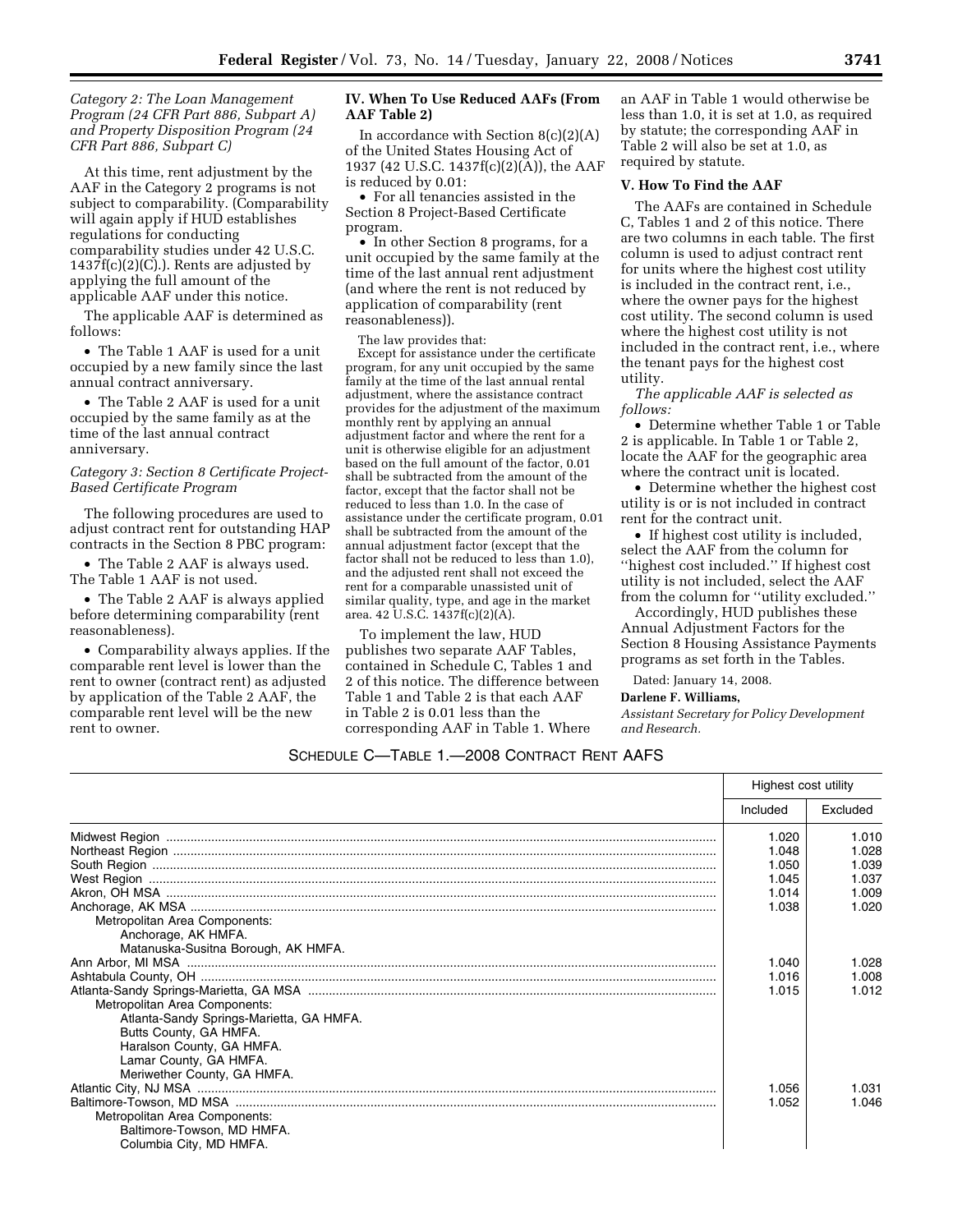*Category 2: The Loan Management Program (24 CFR Part 886, Subpart A) and Property Disposition Program (24 CFR Part 886, Subpart C)*

At this time, rent adjustment by the AAF in the Category 2 programs is not subject to comparability. (Comparability will again apply if HUD establishes regulations for conducting comparability studies under 42 U.S.C. 1437f(c)(2)(C).). Rents are adjusted by applying the full amount of the applicable AAF under this notice.

The applicable AAF is determined as follows:

- The Table 1 AAF is used for a unit occupied by a new family since the last annual contract anniversary.
- The Table 2 AAF is used for a unit occupied by the same family as at the time of the last annual contract anniversary.

*Category 3: Section 8 Certificate Project-Based Certificate Program*

The following procedures are used to adjust contract rent for outstanding HAP contracts in the Section 8 PBC program:

- The Table 2 AAF is always used. The Table 1 AAF is not used.
- The Table 2 AAF is always applied before determining comparability (rent reasonableness).
- Comparability always applies. If the comparable rent level is lower than the rent to owner (contract rent) as adjusted by application of the Table 2 AAF, the comparable rent level will be the new rent to owner.

## IV. When To Use Reduced AAFs (From AAF Table 2)

In accordance with Section 8(c)(2)(A) of the United States Housing Act of 1937 (42 U.S.C. 1437f(c)(2)(A)), the AAF is reduced by 0.01:

- For all tenancies assisted in the Section 8 Project-Based Certificate program.
- In other Section 8 programs, for a unit occupied by the same family at the time of the last annual rent adjustment (and where the rent is not reduced by application of comparability (rent reasonableness)).

The law provides that:

Except for assistance under the certificate program, for any unit occupied by the same family at the time of the last annual rental adjustment, where the assistance contract provides for the adjustment of the maximum monthly rent by applying an annual adjustment factor and where the rent for a unit is otherwise eligible for an adjustment based on the full amount of the factor, 0.01 shall be subtracted from the amount of the factor, except that the factor shall not be reduced to less than 1.0. In the case of assistance under the certificate program, 0.01 shall be subtracted from the amount of the annual adjustment factor (except that the factor shall not be reduced to less than 1.0), and the adjusted rent shall not exceed the rent for a comparable unassisted unit of similar quality, type, and age in the market area. 42 U.S.C. 1437f(c)(2)(A).

To implement the law, HUD publishes two separate AAF Tables, contained in Schedule C, Tables 1 and 2 of this notice. The difference between Table 1 and Table 2 is that each AAF in Table 2 is 0.01 less than the corresponding AAF in Table 1. Where an AAF in Table 1 would otherwise be less than 1.0, it is set at 1.0, as required by statute; the corresponding AAF in Table 2 will also be set at 1.0, as required by statute.

## V. How To Find the AAF

The AAFs are contained in Schedule C, Tables 1 and 2 of this notice. There are two columns in each table. The first column is used to adjust contract rent for units where the highest cost utility is included in the contract rent, i.e., where the owner pays for the highest cost utility. The second column is used where the highest cost utility is not included in the contract rent, i.e., where the tenant pays for the highest cost utility.

*The applicable AAF is selected as follows:*

- Determine whether Table 1 or Table 2 is applicable. In Table 1 or Table 2, locate the AAF for the geographic area where the contract unit is located.
- Determine whether the highest cost utility is or is not included in contract rent for the contract unit.
- If highest cost utility is included, select the AAF from the column for ''highest cost included.'' If highest cost utility is not included, select the AAF from the column for ''utility excluded.''

Accordingly, HUD publishes these Annual Adjustment Factors for the Section 8 Housing Assistance Payments programs as set forth in the Tables.

Dated: January 14, 2008.

**Darlene F. Williams,**

*Assistant Secretary for Policy Development and Research.*

SCHEDULE C—TABLE 1.—2008 CONTRACT RENT AAFS

| | Highest cost utility | |
|---|---|---|
| | Included | Excluded |
| Midwest Region | 1.020 | 1.010 |
| Northeast Region | 1.048 | 1.028 |
| South Region | 1.050 | 1.039 |
| West Region | 1.045 | 1.037 |
| Akron, OH MSA | 1.014 | 1.009 |
| Anchorage, AK MSA | 1.038 | 1.020 |
| Metropolitan Area Components: | | |
| Anchorage, AK HMFA. | | |
| Matanuska-Susitna Borough, AK HMFA. | | |
| Ann Arbor, MI MSA | 1.040 | 1.028 |
| Ashtabula County, OH | 1.016 | 1.008 |
| Atlanta-Sandy Springs-Marietta, GA MSA | 1.015 | 1.012 |
| Metropolitan Area Components: | | |
| Atlanta-Sandy Springs-Marietta, GA HMFA. | | |
| Butts County, GA HMFA. | | |
| Haralson County, GA HMFA. | | |
| Lamar County, GA HMFA. | | |
| Meriwether County, GA HMFA. | | |
| Atlantic City, NJ MSA | 1.056 | 1.031 |
| Baltimore-Towson, MD MSA | 1.052 | 1.046 |
| Metropolitan Area Components: | | |
| Baltimore-Towson, MD HMFA. | | |
| Columbia City, MD HMFA. | | |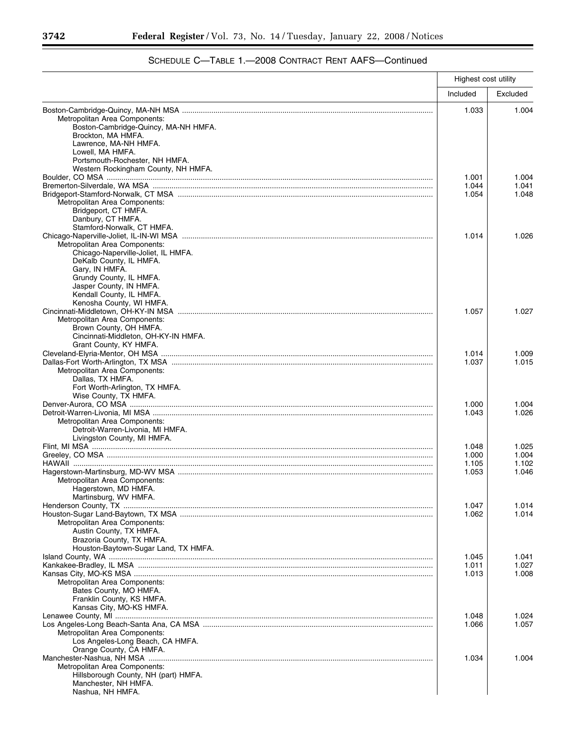SCHEDULE C—TABLE 1.—2008 CONTRACT RENT AAFS—Continued

| | Highest cost utility | |
|---|---|---|
| | Included | Excluded |
| Boston-Cambridge-Quincy, MA-NH MSA | 1.033 | 1.004 |
| Metropolitan Area Components: | | |
| Boston-Cambridge-Quincy, MA-NH HMFA. | | |
| Brockton, MA HMFA. | | |
| Lawrence, MA-NH HMFA. | | |
| Lowell, MA HMFA. | | |
| Portsmouth-Rochester, NH HMFA. | | |
| Western Rockingham County, NH HMFA. | | |
| Boulder, CO MSA | 1.001 | 1.004 |
| Bremerton-Silverdale, WA MSA | 1.044 | 1.041 |
| Bridgeport-Stamford-Norwalk, CT MSA | 1.054 | 1.048 |
| Metropolitan Area Components: | | |
| Bridgeport, CT HMFA. | | |
| Danbury, CT HMFA. | | |
| Stamford-Norwalk, CT HMFA. | | |
| Chicago-Naperville-Joliet, IL-IN-WI MSA | 1.014 | 1.026 |
| Metropolitan Area Components: | | |
| Chicago-Naperville-Joliet, IL HMFA. | | |
| DeKalb County, IL HMFA. | | |
| Gary, IN HMFA. | | |
| Grundy County, IL HMFA. | | |
| Jasper County, IN HMFA. | | |
| Kendall County, IL HMFA. | | |
| Kenosha County, WI HMFA. | | |
| Cincinnati-Middletown, OH-KY-IN MSA | 1.057 | 1.027 |
| Metropolitan Area Components: | | |
| Brown County, OH HMFA. | | |
| Cincinnati-Middleton, OH-KY-IN HMFA. | | |
| Grant County, KY HMFA. | | |
| Cleveland-Elyria-Mentor, OH MSA | 1.014 | 1.009 |
| Dallas-Fort Worth-Arlington, TX MSA | 1.037 | 1.015 |
| Metropolitan Area Components: | | |
| Dallas, TX HMFA. | | |
| Fort Worth-Arlington, TX HMFA. | | |
| Wise County, TX HMFA. | | |
| Denver-Aurora, CO MSA | 1.000 | 1.004 |
| Detroit-Warren-Livonia, MI MSA | 1.043 | 1.026 |
| Metropolitan Area Components: | | |
| Detroit-Warren-Livonia, MI HMFA. | | |
| Livingston County, MI HMFA. | | |
| Flint, MI MSA | 1.048 | 1.025 |
| Greeley, CO MSA | 1.000 | 1.004 |
| HAWAII | 1.105 | 1.102 |
| Hagerstown-Martinsburg, MD-WV MSA | 1.053 | 1.046 |
| Metropolitan Area Components: | | |
| Hagerstown, MD HMFA. | | |
| Martinsburg, WV HMFA. | | |
| Henderson County, TX | 1.047 | 1.014 |
| Houston-Sugar Land-Baytown, TX MSA | 1.062 | 1.014 |
| Metropolitan Area Components: | | |
| Austin County, TX HMFA. | | |
| Brazoria County, TX HMFA. | | |
| Houston-Baytown-Sugar Land, TX HMFA. | | |
| Island County, WA | 1.045 | 1.041 |
| Kankakee-Bradley, IL MSA | 1.011 | 1.027 |
| Kansas City, MO-KS MSA | 1.013 | 1.008 |
| Metropolitan Area Components: | | |
| Bates County, MO HMFA. | | |
| Franklin County, KS HMFA. | | |
| Kansas City, MO-KS HMFA. | | |
| Lenawee County, MI | 1.048 | 1.024 |
| Los Angeles-Long Beach-Santa Ana, CA MSA | 1.066 | 1.057 |
| Metropolitan Area Components: | | |
| Los Angeles-Long Beach, CA HMFA. | | |
| Orange County, CA HMFA. | | |
| Manchester-Nashua, NH MSA | 1.034 | 1.004 |
| Metropolitan Area Components: | | |
| Hillsborough County, NH (part) HMFA. | | |
| Manchester, NH HMFA. | | |
| Nashua, NH HMFA. | | |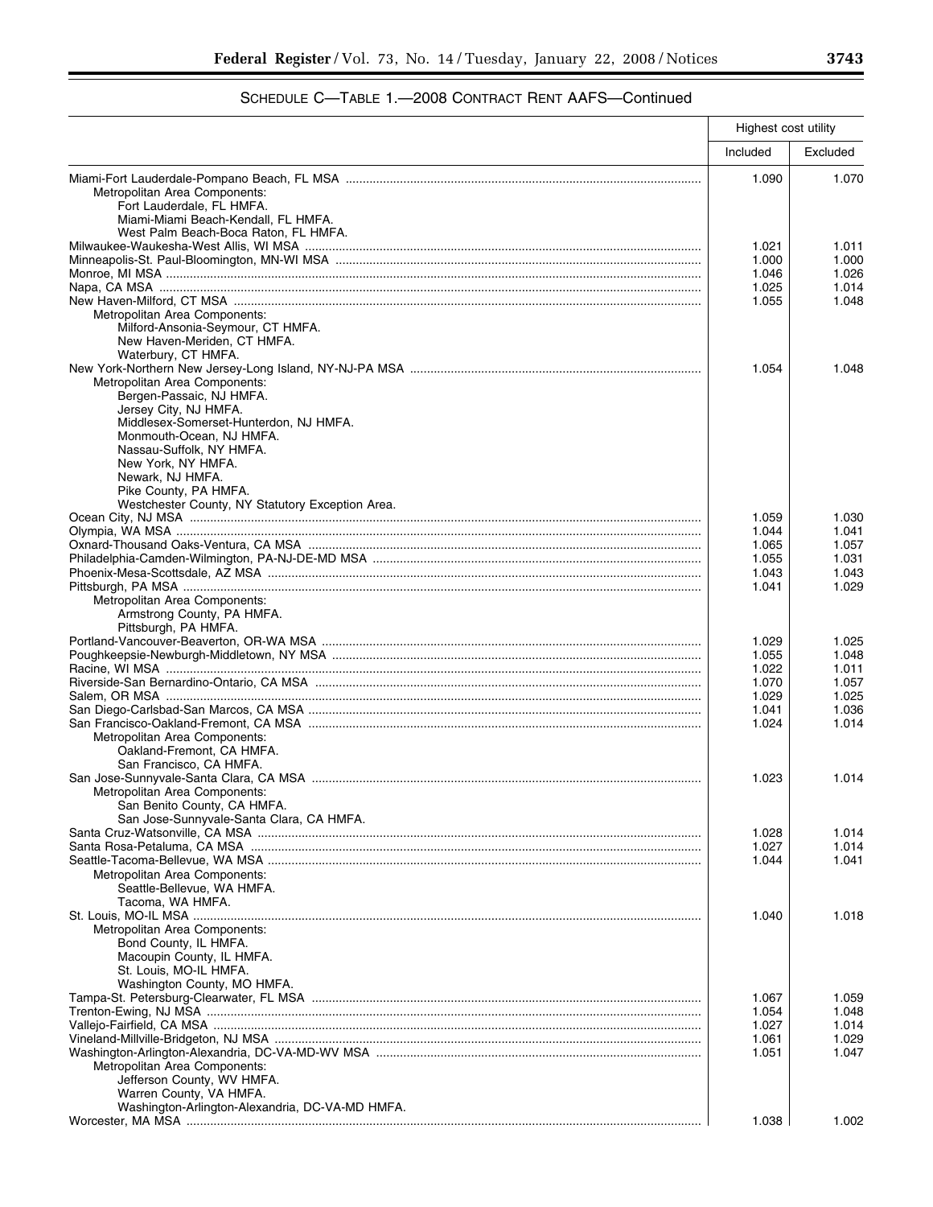## SCHEDULE C—TABLE 1.—2008 CONTRACT RENT AAFS—Continued

| | Highest cost utility | |
|---|---|---|
| | Included | Excluded |
| Miami-Fort Lauderdale-Pompano Beach, FL MSA | 1.090 | 1.070 |
| Metropolitan Area Components: | | |
| Fort Lauderdale, FL HMFA. | | |
| Miami-Miami Beach-Kendall, FL HMFA. | | |
| West Palm Beach-Boca Raton, FL HMFA. | | |
| Milwaukee-Waukesha-West Allis, WI MSA | 1.021 | 1.011 |
| Minneapolis-St. Paul-Bloomington, MN-WI MSA | 1.000 | 1.000 |
| Monroe, MI MSA | 1.046 | 1.026 |
| Napa, CA MSA | 1.025 | 1.014 |
| New Haven-Milford, CT MSA | 1.055 | 1.048 |
| Metropolitan Area Components: | | |
| Milford-Ansonia-Seymour, CT HMFA. | | |
| New Haven-Meriden, CT HMFA. | | |
| Waterbury, CT HMFA. | | |
| New York-Northern New Jersey-Long Island, NY-NJ-PA MSA | 1.054 | 1.048 |
| Metropolitan Area Components: | | |
| Bergen-Passaic, NJ HMFA. | | |
| Jersey City, NJ HMFA. | | |
| Middlesex-Somerset-Hunterdon, NJ HMFA. | | |
| Monmouth-Ocean, NJ HMFA. | | |
| Nassau-Suffolk, NY HMFA. | | |
| New York, NY HMFA. | | |
| Newark, NJ HMFA. | | |
| Pike County, PA HMFA. | | |
| Westchester County, NY Statutory Exception Area. | | |
| Ocean City, NJ MSA | 1.059 | 1.030 |
| Olympia, WA MSA | 1.044 | 1.041 |
| Oxnard-Thousand Oaks-Ventura, CA MSA | 1.065 | 1.057 |
| Philadelphia-Camden-Wilmington, PA-NJ-DE-MD MSA | 1.055 | 1.031 |
| Phoenix-Mesa-Scottsdale, AZ MSA | 1.043 | 1.043 |
| Pittsburgh, PA MSA | 1.041 | 1.029 |
| Metropolitan Area Components: | | |
| Armstrong County, PA HMFA. | | |
| Pittsburgh, PA HMFA. | | |
| Portland-Vancouver-Beaverton, OR-WA MSA | 1.029 | 1.025 |
| Poughkeepsie-Newburgh-Middletown, NY MSA | 1.055 | 1.048 |
| Racine, WI MSA | 1.022 | 1.011 |
| Riverside-San Bernardino-Ontario, CA MSA | 1.070 | 1.057 |
| Salem, OR MSA | 1.029 | 1.025 |
| San Diego-Carlsbad-San Marcos, CA MSA | 1.041 | 1.036 |
| San Francisco-Oakland-Fremont, CA MSA | 1.024 | 1.014 |
| Metropolitan Area Components: | | |
| Oakland-Fremont, CA HMFA. | | |
| San Francisco, CA HMFA. | | |
| San Jose-Sunnyvale-Santa Clara, CA MSA | 1.023 | 1.014 |
| Metropolitan Area Components: | | |
| San Benito County, CA HMFA. | | |
| San Jose-Sunnyvale-Santa Clara, CA HMFA. | | |
| Santa Cruz-Watsonville, CA MSA | 1.028 | 1.014 |
| Santa Rosa-Petaluma, CA MSA | 1.027 | 1.014 |
| Seattle-Tacoma-Bellevue, WA MSA | 1.044 | 1.041 |
| Metropolitan Area Components: | | |
| Seattle-Bellevue, WA HMFA. | | |
| Tacoma, WA HMFA. | | |
| St. Louis, MO-IL MSA | 1.040 | 1.018 |
| Metropolitan Area Components: | | |
| Bond County, IL HMFA. | | |
| Macoupin County, IL HMFA. | | |
| St. Louis, MO-IL HMFA. | | |
| Washington County, MO HMFA. | | |
| Tampa-St. Petersburg-Clearwater, FL MSA | 1.067 | 1.059 |
| Trenton-Ewing, NJ MSA | 1.054 | 1.048 |
| Vallejo-Fairfield, CA MSA | 1.027 | 1.014 |
| Vineland-Millville-Bridgeton, NJ MSA | 1.061 | 1.029 |
| Washington-Arlington-Alexandria, DC-VA-MD-WV MSA | 1.051 | 1.047 |
| Metropolitan Area Components: | | |
| Jefferson County, WV HMFA. | | |
| Warren County, VA HMFA. | | |
| Washington-Arlington-Alexandria, DC-VA-MD HMFA. | | |
| Worcester, MA MSA | 1.038 | 1.002 |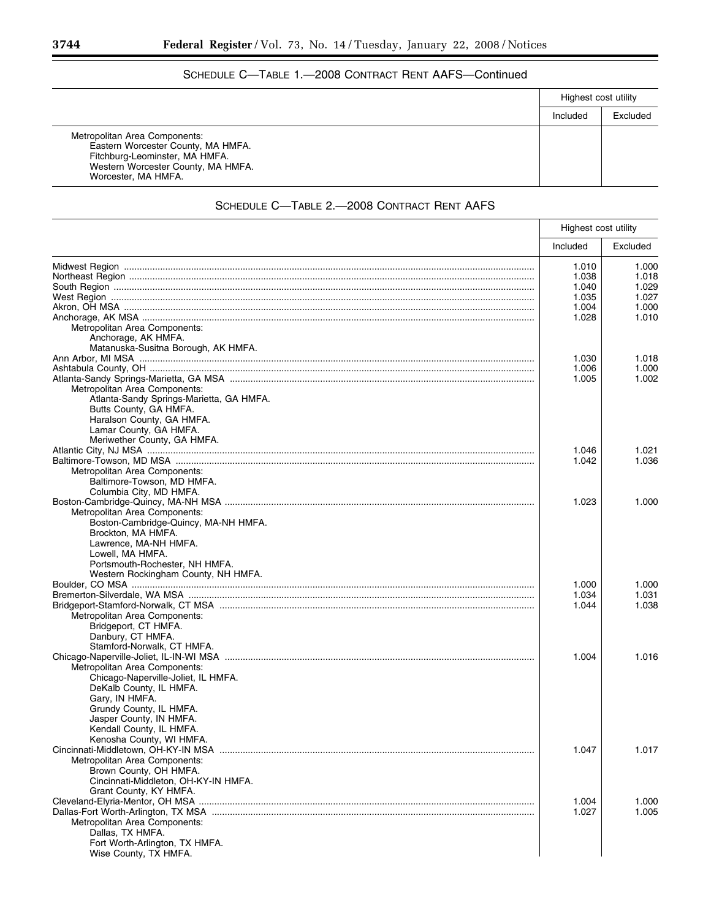## SCHEDULE C—TABLE 1.—2008 CONTRACT RENT AAFS—Continued

| | Highest cost utility | |
|---|---|---|
| | Included | Excluded |
| Metropolitan Area Components: | | |
| Eastern Worcester County, MA HMFA. | | |
| Fitchburg-Leominster, MA HMFA. | | |
| Western Worcester County, MA HMFA. | | |
| Worcester, MA HMFA. | | |

## SCHEDULE C—TABLE 2.—2008 CONTRACT RENT AAFS

| | Highest cost utility | |
|---|---|---|
| | Included | Excluded |
| Midwest Region | 1.010 | 1.000 |
| Northeast Region | 1.038 | 1.018 |
| South Region | 1.040 | 1.029 |
| West Region | 1.035 | 1.027 |
| Akron, OH MSA | 1.004 | 1.000 |
| Anchorage, AK MSA | 1.028 | 1.010 |
| Metropolitan Area Components: | | |
| Anchorage, AK HMFA. | | |
| Matanuska-Susitna Borough, AK HMFA. | | |
| Ann Arbor, MI MSA | 1.030 | 1.018 |
| Ashtabula County, OH | 1.006 | 1.000 |
| Atlanta-Sandy Springs-Marietta, GA MSA | 1.005 | 1.002 |
| Metropolitan Area Components: | | |
| Atlanta-Sandy Springs-Marietta, GA HMFA. | | |
| Butts County, GA HMFA. | | |
| Haralson County, GA HMFA. | | |
| Lamar County, GA HMFA. | | |
| Meriwether County, GA HMFA. | | |
| Atlantic City, NJ MSA | 1.046 | 1.021 |
| Baltimore-Towson, MD MSA | 1.042 | 1.036 |
| Metropolitan Area Components: | | |
| Baltimore-Towson, MD HMFA. | | |
| Columbia City, MD HMFA. | | |
| Boston-Cambridge-Quincy, MA-NH MSA | 1.023 | 1.000 |
| Metropolitan Area Components: | | |
| Boston-Cambridge-Quincy, MA-NH HMFA. | | |
| Brockton, MA HMFA. | | |
| Lawrence, MA-NH HMFA. | | |
| Lowell, MA HMFA. | | |
| Portsmouth-Rochester, NH HMFA. | | |
| Western Rockingham County, NH HMFA. | | |
| Boulder, CO MSA | 1.000 | 1.000 |
| Bremerton-Silverdale, WA MSA | 1.034 | 1.031 |
| Bridgeport-Stamford-Norwalk, CT MSA | 1.044 | 1.038 |
| Metropolitan Area Components: | | |
| Bridgeport, CT HMFA. | | |
| Danbury, CT HMFA. | | |
| Stamford-Norwalk, CT HMFA. | | |
| Chicago-Naperville-Joliet, IL-IN-WI MSA | 1.004 | 1.016 |
| Metropolitan Area Components: | | |
| Chicago-Naperville-Joliet, IL HMFA. | | |
| DeKalb County, IL HMFA. | | |
| Gary, IN HMFA. | | |
| Grundy County, IL HMFA. | | |
| Jasper County, IN HMFA. | | |
| Kendall County, IL HMFA. | | |
| Kenosha County, WI HMFA. | | |
| Cincinnati-Middletown, OH-KY-IN MSA | 1.047 | 1.017 |
| Metropolitan Area Components: | | |
| Brown County, OH HMFA. | | |
| Cincinnati-Middleton, OH-KY-IN HMFA. | | |
| Grant County, KY HMFA. | | |
| Cleveland-Elyria-Mentor, OH MSA | 1.004 | 1.000 |
| Dallas-Fort Worth-Arlington, TX MSA | 1.027 | 1.005 |
| Metropolitan Area Components: | | |
| Dallas, TX HMFA. | | |
| Fort Worth-Arlington, TX HMFA. | | |
| Wise County, TX HMFA. | | |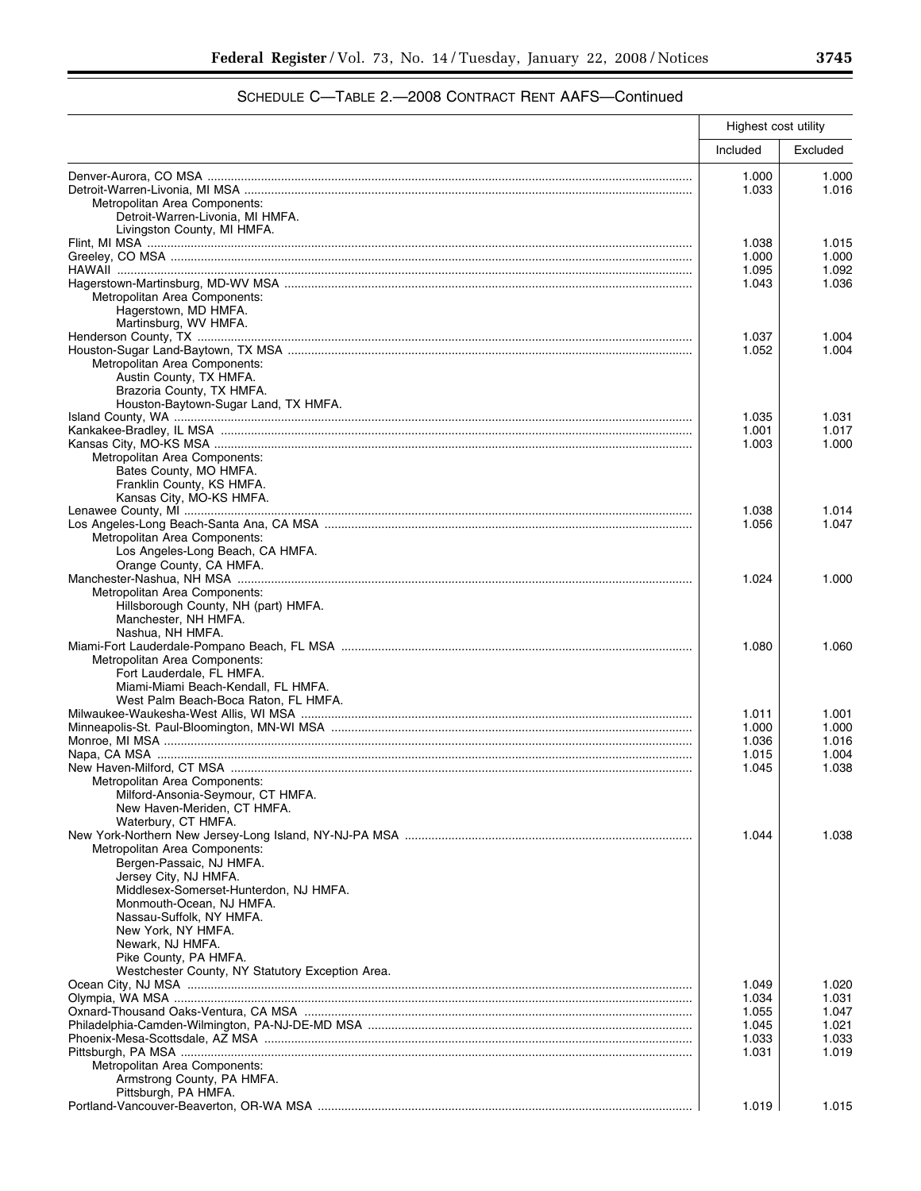## SCHEDULE C—TABLE 2.—2008 CONTRACT RENT AAFS—Continued

| | Highest cost utility | |
|---|---|---|
| | Included | Excluded |
| Denver-Aurora, CO MSA | 1.000 | 1.000 |
| Detroit-Warren-Livonia, MI MSA | 1.033 | 1.016 |
| Metropolitan Area Components: | | |
| Detroit-Warren-Livonia, MI HMFA. | | |
| Livingston County, MI HMFA. | | |
| Flint, MI MSA | 1.038 | 1.015 |
| Greeley, CO MSA | 1.000 | 1.000 |
| HAWAII | 1.095 | 1.092 |
| Hagerstown-Martinsburg, MD-WV MSA | 1.043 | 1.036 |
| Metropolitan Area Components: | | |
| Hagerstown, MD HMFA. | | |
| Martinsburg, WV HMFA. | | |
| Henderson County, TX | 1.037 | 1.004 |
| Houston-Sugar Land-Baytown, TX MSA | 1.052 | 1.004 |
| Metropolitan Area Components: | | |
| Austin County, TX HMFA. | | |
| Brazoria County, TX HMFA. | | |
| Houston-Baytown-Sugar Land, TX HMFA. | | |
| Island County, WA | 1.035 | 1.031 |
| Kankakee-Bradley, IL MSA | 1.001 | 1.017 |
| Kansas City, MO-KS MSA | 1.003 | 1.000 |
| Metropolitan Area Components: | | |
| Bates County, MO HMFA. | | |
| Franklin County, KS HMFA. | | |
| Kansas City, MO-KS HMFA. | | |
| Lenawee County, MI | 1.038 | 1.014 |
| Los Angeles-Long Beach-Santa Ana, CA MSA | 1.056 | 1.047 |
| Metropolitan Area Components: | | |
| Los Angeles-Long Beach, CA HMFA. | | |
| Orange County, CA HMFA. | | |
| Manchester-Nashua, NH MSA | 1.024 | 1.000 |
| Metropolitan Area Components: | | |
| Hillsborough County, NH (part) HMFA. | | |
| Manchester, NH HMFA. | | |
| Nashua, NH HMFA. | | |
| Miami-Fort Lauderdale-Pompano Beach, FL MSA | 1.080 | 1.060 |
| Metropolitan Area Components: | | |
| Fort Lauderdale, FL HMFA. | | |
| Miami-Miami Beach-Kendall, FL HMFA. | | |
| West Palm Beach-Boca Raton, FL HMFA. | | |
| Milwaukee-Waukesha-West Allis, WI MSA | 1.011 | 1.001 |
| Minneapolis-St. Paul-Bloomington, MN-WI MSA | 1.000 | 1.000 |
| Monroe, MI MSA | 1.036 | 1.016 |
| Napa, CA MSA | 1.015 | 1.004 |
| New Haven-Milford, CT MSA | 1.045 | 1.038 |
| Metropolitan Area Components: | | |
| Milford-Ansonia-Seymour, CT HMFA. | | |
| New Haven-Meriden, CT HMFA. | | |
| Waterbury, CT HMFA. | | |
| New York-Northern New Jersey-Long Island, NY-NJ-PA MSA | 1.044 | 1.038 |
| Metropolitan Area Components: | | |
| Bergen-Passaic, NJ HMFA. | | |
| Jersey City, NJ HMFA. | | |
| Middlesex-Somerset-Hunterdon, NJ HMFA. | | |
| Monmouth-Ocean, NJ HMFA. | | |
| Nassau-Suffolk, NY HMFA. | | |
| New York, NY HMFA. | | |
| Newark, NJ HMFA. | | |
| Pike County, PA HMFA. | | |
| Westchester County, NY Statutory Exception Area. | | |
| Ocean City, NJ MSA | 1.049 | 1.020 |
| Olympia, WA MSA | 1.034 | 1.031 |
| Oxnard-Thousand Oaks-Ventura, CA MSA | 1.055 | 1.047 |
| Philadelphia-Camden-Wilmington, PA-NJ-DE-MD MSA | 1.045 | 1.021 |
| Phoenix-Mesa-Scottsdale, AZ MSA | 1.033 | 1.033 |
| Pittsburgh, PA MSA | 1.031 | 1.019 |
| Metropolitan Area Components: | | |
| Armstrong County, PA HMFA. | | |
| Pittsburgh, PA HMFA. | | |
| Portland-Vancouver-Beaverton, OR-WA MSA | 1.019 | 1.015 |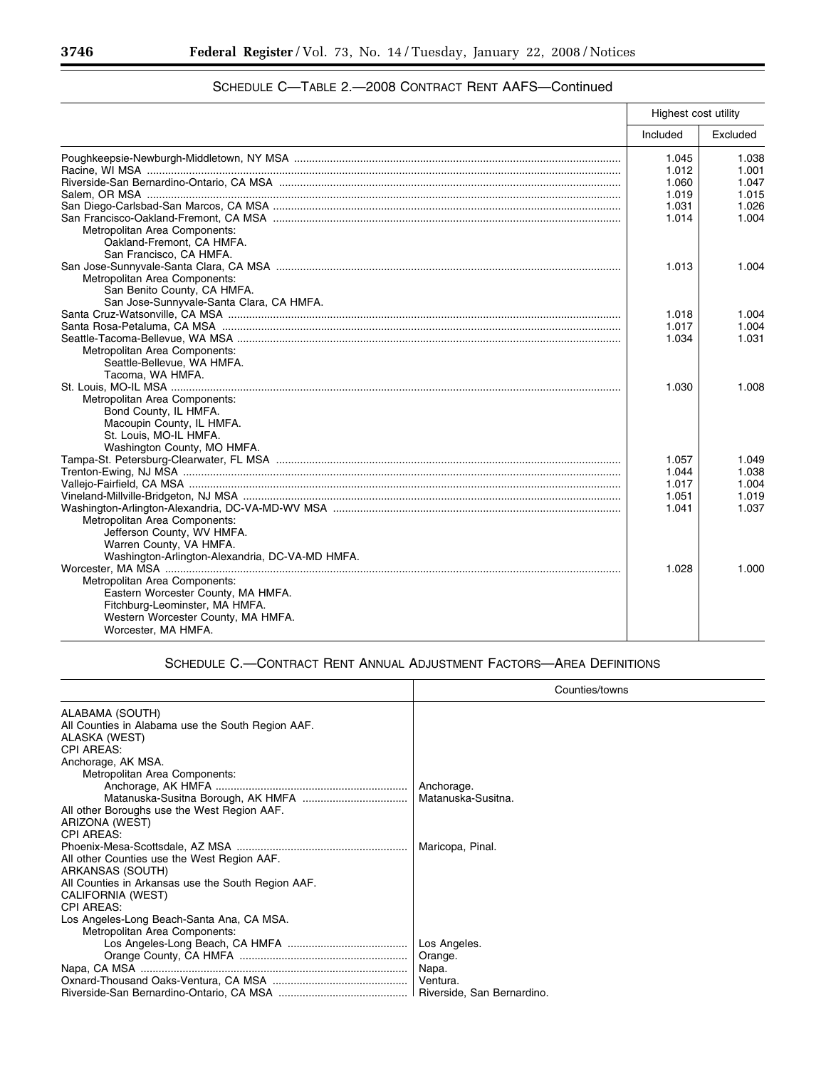## SCHEDULE C—TABLE 2.—2008 CONTRACT RENT AAFS—Continued

| | Highest cost utility | |
|---|---|---|
| | Included | Excluded |
| Poughkeepsie-Newburgh-Middletown, NY MSA | 1.045 | 1.038 |
| Racine, WI MSA | 1.012 | 1.001 |
| Riverside-San Bernardino-Ontario, CA MSA | 1.060 | 1.047 |
| Salem, OR MSA | 1.019 | 1.015 |
| San Diego-Carlsbad-San Marcos, CA MSA | 1.031 | 1.026 |
| San Francisco-Oakland-Fremont, CA MSA | 1.014 | 1.004 |
| Metropolitan Area Components: | | |
| Oakland-Fremont, CA HMFA. | | |
| San Francisco, CA HMFA. | | |
| San Jose-Sunnyvale-Santa Clara, CA MSA | 1.013 | 1.004 |
| Metropolitan Area Components: | | |
| San Benito County, CA HMFA. | | |
| San Jose-Sunnyvale-Santa Clara, CA HMFA. | | |
| Santa Cruz-Watsonville, CA MSA | 1.018 | 1.004 |
| Santa Rosa-Petaluma, CA MSA | 1.017 | 1.004 |
| Seattle-Tacoma-Bellevue, WA MSA | 1.034 | 1.031 |
| Metropolitan Area Components: | | |
| Seattle-Bellevue, WA HMFA. | | |
| Tacoma, WA HMFA. | | |
| St. Louis, MO-IL MSA | 1.030 | 1.008 |
| Metropolitan Area Components: | | |
| Bond County, IL HMFA. | | |
| Macoupin County, IL HMFA. | | |
| St. Louis, MO-IL HMFA. | | |
| Washington County, MO HMFA. | | |
| Tampa-St. Petersburg-Clearwater, FL MSA | 1.057 | 1.049 |
| Trenton-Ewing, NJ MSA | 1.044 | 1.038 |
| Vallejo-Fairfield, CA MSA | 1.017 | 1.004 |
| Vineland-Millville-Bridgeton, NJ MSA | 1.051 | 1.019 |
| Washington-Arlington-Alexandria, DC-VA-MD-WV MSA | 1.041 | 1.037 |
| Metropolitan Area Components: | | |
| Jefferson County, WV HMFA. | | |
| Warren County, VA HMFA. | | |
| Washington-Arlington-Alexandria, DC-VA-MD HMFA. | | |
| Worcester, MA MSA | 1.028 | 1.000 |
| Metropolitan Area Components: | | |
| Eastern Worcester County, MA HMFA. | | |
| Fitchburg-Leominster, MA HMFA. | | |
| Western Worcester County, MA HMFA. | | |
| Worcester, MA HMFA. | | |

## SCHEDULE C.—CONTRACT RENT ANNUAL ADJUSTMENT FACTORS—AREA DEFINITIONS

| | Counties/towns |
|---|---|
| ALABAMA (SOUTH) | |
| All Counties in Alabama use the South Region AAF. | |
| ALASKA (WEST) | |
| CPI AREAS: | |
| Anchorage, AK MSA. | |
| Metropolitan Area Components: | |
| Anchorage, AK HMFA | Anchorage. |
| Matanuska-Susitna Borough, AK HMFA | Matanuska-Susitna. |
| All other Boroughs use the West Region AAF. | |
| ARIZONA (WEST) | |
| CPI AREAS: | |
| Phoenix-Mesa-Scottsdale, AZ MSA | Maricopa, Pinal. |
| All other Counties use the West Region AAF. | |
| ARKANSAS (SOUTH) | |
| All Counties in Arkansas use the South Region AAF. | |
| CALIFORNIA (WEST) | |
| CPI AREAS: | |
| Los Angeles-Long Beach-Santa Ana, CA MSA. | |
| Metropolitan Area Components: | |
| Los Angeles-Long Beach, CA HMFA | Los Angeles. |
| Orange County, CA HMFA | Orange. |
| Napa, CA MSA | Napa. |
| Oxnard-Thousand Oaks-Ventura, CA MSA | Ventura. |
| Riverside-San Bernardino-Ontario, CA MSA | Riverside, San Bernardino. |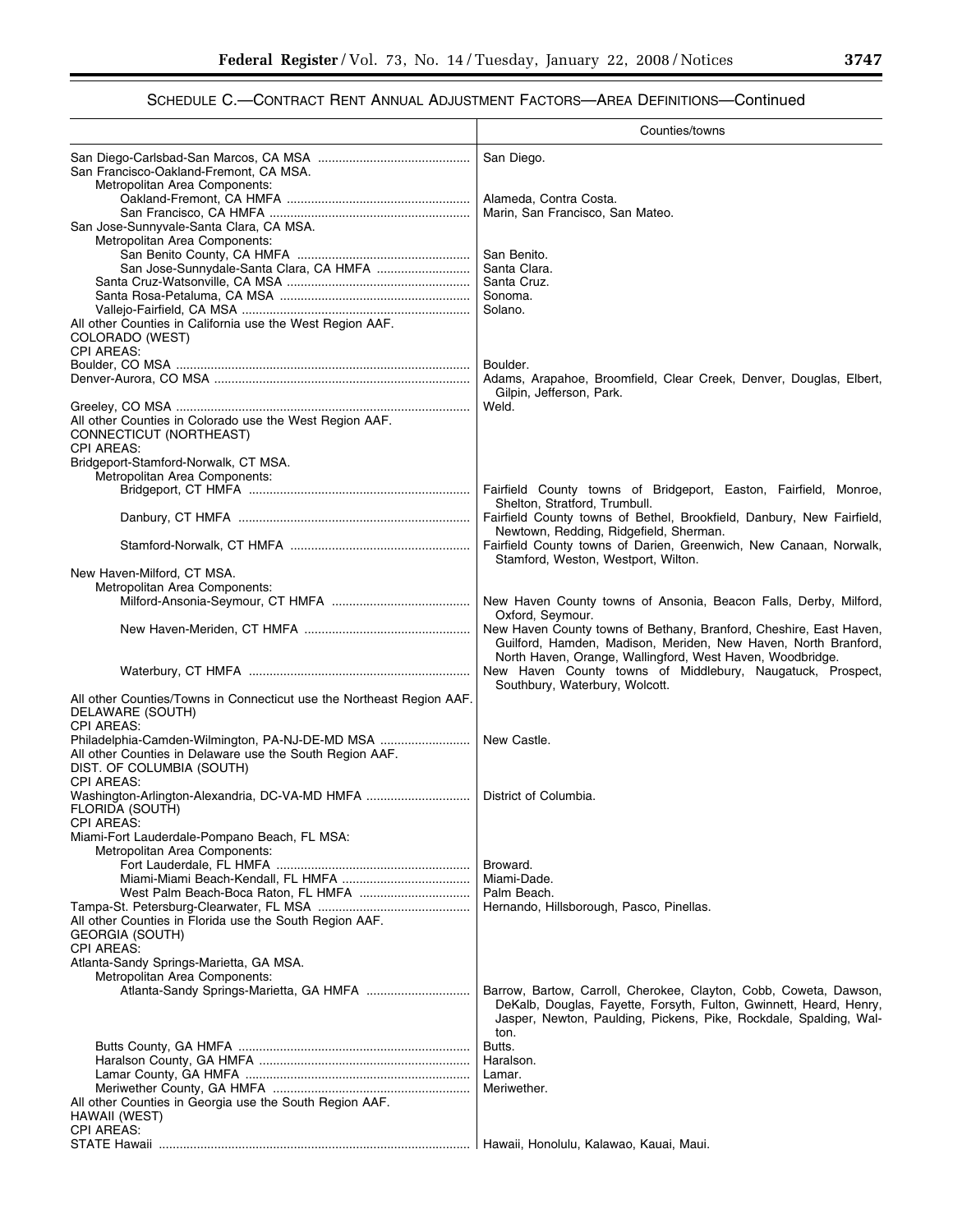## SCHEDULE C.—CONTRACT RENT ANNUAL ADJUSTMENT FACTORS—AREA DEFINITIONS—Continued

| | Counties/towns |
|---|---|
| San Diego-Carlsbad-San Marcos, CA MSA | San Diego. |
| San Francisco-Oakland-Fremont, CA MSA. | |
| Metropolitan Area Components: | |
| Oakland-Fremont, CA HMFA | Alameda, Contra Costa. |
| San Francisco, CA HMFA | Marin, San Francisco, San Mateo. |
| San Jose-Sunnyvale-Santa Clara, CA MSA. | |
| Metropolitan Area Components: | |
| San Benito County, CA HMFA | San Benito. |
| San Jose-Sunnydale-Santa Clara, CA HMFA | Santa Clara. |
| Santa Cruz-Watsonville, CA MSA | Santa Cruz. |
| Santa Rosa-Petaluma, CA MSA | Sonoma. |
| Vallejo-Fairfield, CA MSA | Solano. |
| All other Counties in California use the West Region AAF. | |
| COLORADO (WEST) | |
| CPI AREAS: | |
| Boulder, CO MSA | Boulder. |
| Denver-Aurora, CO MSA | Adams, Arapahoe, Broomfield, Clear Creek, Denver, Douglas, Elbert, Gilpin, Jefferson, Park. |
| Greeley, CO MSA | Weld. |
| All other Counties in Colorado use the West Region AAF. | |
| CONNECTICUT (NORTHEAST) | |
| CPI AREAS: | |
| Bridgeport-Stamford-Norwalk, CT MSA. | |
| Metropolitan Area Components: | |
| Bridgeport, CT HMFA | Fairfield County towns of Bridgeport, Easton, Fairfield, Monroe, Shelton, Stratford, Trumbull. |
| Danbury, CT HMFA | Fairfield County towns of Bethel, Brookfield, Danbury, New Fairfield, Newtown, Redding, Ridgefield, Sherman. |
| Stamford-Norwalk, CT HMFA | Fairfield County towns of Darien, Greenwich, New Canaan, Norwalk, Stamford, Weston, Westport, Wilton. |
| New Haven-Milford, CT MSA. | |
| Metropolitan Area Components: | |
| Milford-Ansonia-Seymour, CT HMFA | New Haven County towns of Ansonia, Beacon Falls, Derby, Milford, Oxford, Seymour. |
| New Haven-Meriden, CT HMFA | New Haven County towns of Bethany, Branford, Cheshire, East Haven, Guilford, Hamden, Madison, Meriden, New Haven, North Branford, North Haven, Orange, Wallingford, West Haven, Woodbridge. |
| Waterbury, CT HMFA | New Haven County towns of Middlebury, Naugatuck, Prospect, Southbury, Waterbury, Wolcott. |
| All other Counties/Towns in Connecticut use the Northeast Region AAF. | |
| DELAWARE (SOUTH) | |
| CPI AREAS: | |
| Philadelphia-Camden-Wilmington, PA-NJ-DE-MD MSA | New Castle. |
| All other Counties in Delaware use the South Region AAF. | |
| DIST. OF COLUMBIA (SOUTH) | |
| CPI AREAS: | |
| Washington-Arlington-Alexandria, DC-VA-MD HMFA | District of Columbia. |
| FLORIDA (SOUTH) | |
| CPI AREAS: | |
| Miami-Fort Lauderdale-Pompano Beach, FL MSA: | |
| Metropolitan Area Components: | |
| Fort Lauderdale, FL HMFA | Broward. |
| Miami-Miami Beach-Kendall, FL HMFA | Miami-Dade. |
| West Palm Beach-Boca Raton, FL HMFA | Palm Beach. |
| Tampa-St. Petersburg-Clearwater, FL MSA | Hernando, Hillsborough, Pasco, Pinellas. |
| All other Counties in Florida use the South Region AAF. | |
| GEORGIA (SOUTH) | |
| CPI AREAS: | |
| Atlanta-Sandy Springs-Marietta, GA MSA. | |
| Metropolitan Area Components: | |
| Atlanta-Sandy Springs-Marietta, GA HMFA | Barrow, Bartow, Carroll, Cherokee, Clayton, Cobb, Coweta, Dawson, DeKalb, Douglas, Fayette, Forsyth, Fulton, Gwinnett, Heard, Henry, Jasper, Newton, Paulding, Pickens, Pike, Rockdale, Spalding, Walton. |
| Butts County, GA HMFA | Butts. |
| Haralson County, GA HMFA | Haralson. |
| Lamar County, GA HMFA | Lamar. |
| Meriwether County, GA HMFA | Meriwether. |
| All other Counties in Georgia use the South Region AAF. | |
| HAWAII (WEST) | |
| CPI AREAS: | |
| STATE Hawaii | Hawaii, Honolulu, Kalawao, Kauai, Maui. |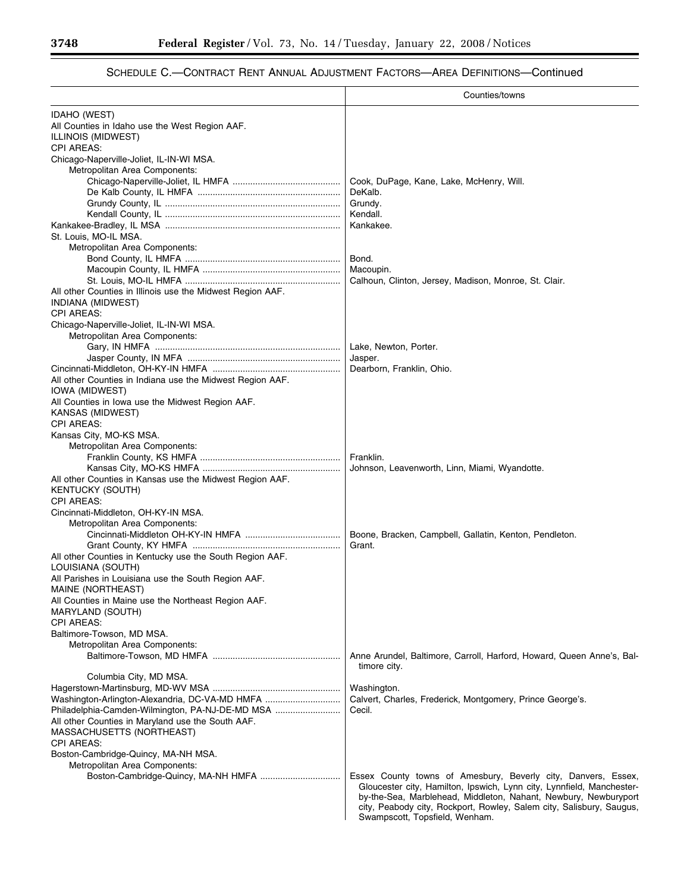## SCHEDULE C.—CONTRACT RENT ANNUAL ADJUSTMENT FACTORS—AREA DEFINITIONS—Continued

| | Counties/towns |
|---|---|
| IDAHO (WEST) | |
| All Counties in Idaho use the West Region AAF. | |
| ILLINOIS (MIDWEST) | |
| CPI AREAS: | |
| Chicago-Naperville-Joliet, IL-IN-WI MSA. | |
| Metropolitan Area Components: | |
| Chicago-Naperville-Joliet, IL HMFA | Cook, DuPage, Kane, Lake, McHenry, Will. |
| De Kalb County, IL HMFA | DeKalb. |
| Grundy County, IL | Grundy. |
| Kendall County, IL | Kendall. |
| Kankakee-Bradley, IL MSA | Kankakee. |
| St. Louis, MO-IL MSA. | |
| Metropolitan Area Components: | |
| Bond County, IL HMFA | Bond. |
| Macoupin County, IL HMFA | Macoupin. |
| St. Louis, MO-IL HMFA | Calhoun, Clinton, Jersey, Madison, Monroe, St. Clair. |
| All other Counties in Illinois use the Midwest Region AAF. | |
| INDIANA (MIDWEST) | |
| CPI AREAS: | |
| Chicago-Naperville-Joliet, IL-IN-WI MSA. | |
| Metropolitan Area Components: | |
| Gary, IN HMFA | Lake, Newton, Porter. |
| Jasper County, IN MFA | Jasper. |
| Cincinnati-Middleton, OH-KY-IN HMFA | Dearborn, Franklin, Ohio. |
| All other Counties in Indiana use the Midwest Region AAF. | |
| IOWA (MIDWEST) | |
| All Counties in Iowa use the Midwest Region AAF. | |
| KANSAS (MIDWEST) | |
| CPI AREAS: | |
| Kansas City, MO-KS MSA. | |
| Metropolitan Area Components: | |
| Franklin County, KS HMFA | Franklin. |
| Kansas City, MO-KS HMFA | Johnson, Leavenworth, Linn, Miami, Wyandotte. |
| All other Counties in Kansas use the Midwest Region AAF. | |
| KENTUCKY (SOUTH) | |
| CPI AREAS: | |
| Cincinnati-Middleton, OH-KY-IN MSA. | |
| Metropolitan Area Components: | |
| Cincinnati-Middleton OH-KY-IN HMFA | Boone, Bracken, Campbell, Gallatin, Kenton, Pendleton. |
| Grant County, KY HMFA | Grant. |
| All other Counties in Kentucky use the South Region AAF. | |
| LOUISIANA (SOUTH) | |
| All Parishes in Louisiana use the South Region AAF. | |
| MAINE (NORTHEAST) | |
| All Counties in Maine use the Northeast Region AAF. | |
| MARYLAND (SOUTH) | |
| CPI AREAS: | |
| Baltimore-Towson, MD MSA. | |
| Metropolitan Area Components: | |
| Baltimore-Towson, MD HMFA | Anne Arundel, Baltimore, Carroll, Harford, Howard, Queen Anne's, Baltimore city. |
| Columbia City, MD MSA. | |
| Hagerstown-Martinsburg, MD-WV MSA | Washington. |
| Washington-Arlington-Alexandria, DC-VA-MD HMFA | Calvert, Charles, Frederick, Montgomery, Prince George's. |
| Philadelphia-Camden-Wilmington, PA-NJ-DE-MD MSA | Cecil. |
| All other Counties in Maryland use the South AAF. | |
| MASSACHUSETTS (NORTHEAST) | |
| CPI AREAS: | |
| Boston-Cambridge-Quincy, MA-NH MSA. | |
| Metropolitan Area Components: | |
| Boston-Cambridge-Quincy, MA-NH HMFA | Essex County towns of Amesbury, Beverly city, Danvers, Essex, Gloucester city, Hamilton, Ipswich, Lynn city, Lynnfield, Manchester-by-the-Sea, Marblehead, Middleton, Nahant, Newbury, Newburyport city, Peabody city, Rockport, Rowley, Salem city, Salisbury, Saugus, Swampscott, Topsfield, Wenham. |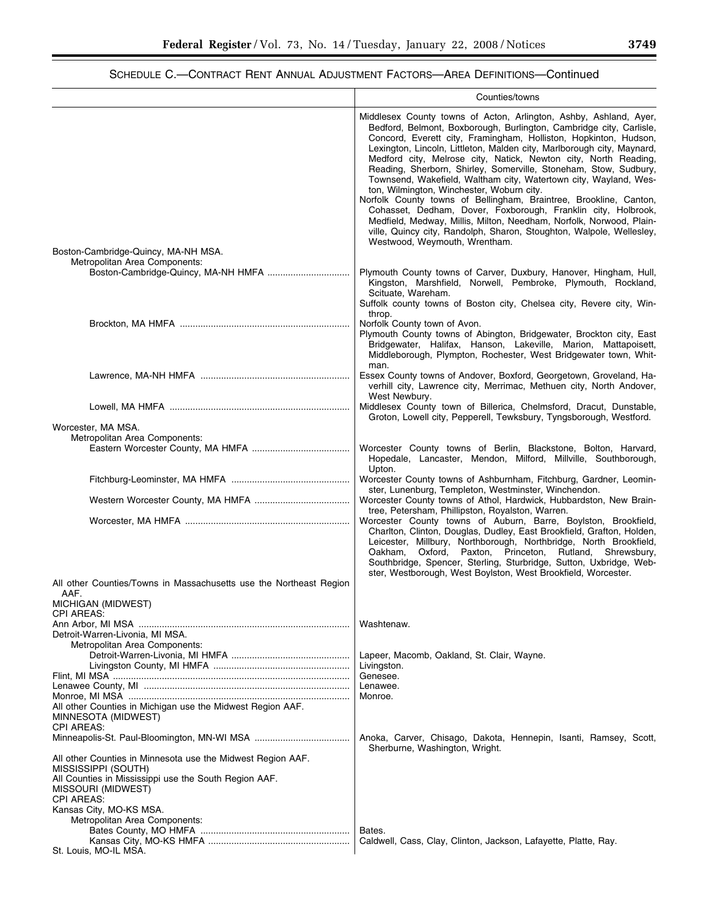## SCHEDULE C.—CONTRACT RENT ANNUAL ADJUSTMENT FACTORS—AREA DEFINITIONS—Continued

| | Counties/towns |
|---|---|
| | Middlesex County towns of Acton, Arlington, Ashby, Ashland, Ayer, Bedford, Belmont, Boxborough, Burlington, Cambridge city, Carlisle, Concord, Everett city, Framingham, Holliston, Hopkinton, Hudson, Lexington, Lincoln, Littleton, Malden city, Marlborough city, Maynard, Medford city, Melrose city, Natick, Newton city, North Reading, Reading, Sherborn, Shirley, Somerville, Stoneham, Stow, Sudbury, Townsend, Wakefield, Waltham city, Watertown city, Wayland, Weston, Wilmington, Winchester, Woburn city. Norfolk County towns of Bellingham, Braintree, Brookline, Canton, Cohasset, Dedham, Dover, Foxborough, Franklin city, Holbrook, Medfield, Medway, Millis, Milton, Needham, Norfolk, Norwood, Plainville, Quincy city, Randolph, Sharon, Stoughton, Walpole, Wellesley, Westwood, Weymouth, Wrentham. |
| Boston-Cambridge-Quincy, MA-NH MSA. | |
| Metropolitan Area Components: | |
| Boston-Cambridge-Quincy, MA-NH HMFA | Plymouth County towns of Carver, Duxbury, Hanover, Hingham, Hull, Kingston, Marshfield, Norwell, Pembroke, Plymouth, Rockland, Scituate, Wareham. Suffolk county towns of Boston city, Chelsea city, Revere city, Winthrop. |
| Brockton, MA HMFA | Norfolk County town of Avon. Plymouth County towns of Abington, Bridgewater, Brockton city, East Bridgewater, Halifax, Hanson, Lakeville, Marion, Mattapoisett, Middleborough, Plympton, Rochester, West Bridgewater town, Whitman. |
| Lawrence, MA-NH HMFA | Essex County towns of Andover, Boxford, Georgetown, Groveland, Haverhill city, Lawrence city, Merrimac, Methuen city, North Andover, West Newbury. |
| Lowell, MA HMFA | Middlesex County town of Billerica, Chelmsford, Dracut, Dunstable, Groton, Lowell city, Pepperell, Tewksbury, Tyngsborough, Westford. |
| Worcester, MA MSA. | |
| Metropolitan Area Components: | |
| Eastern Worcester County, MA HMFA | Worcester County towns of Berlin, Blackstone, Bolton, Harvard, Hopedale, Lancaster, Mendon, Milford, Millville, Southborough, Upton. |
| Fitchburg-Leominster, MA HMFA | Worcester County towns of Ashburnham, Fitchburg, Gardner, Leominster, Lunenburg, Templeton, Westminster, Winchendon. |
| Western Worcester County, MA HMFA | Worcester County towns of Athol, Hardwick, Hubbardston, New Braintree, Petersham, Phillipston, Royalston, Warren. |
| Worcester, MA HMFA | Worcester County towns of Auburn, Barre, Boylston, Brookfield, Charlton, Clinton, Douglas, Dudley, East Brookfield, Grafton, Holden, Leicester, Millbury, Northborough, Northbridge, North Brookfield, Oakham, Oxford, Paxton, Princeton, Rutland, Shrewsbury, Southbridge, Spencer, Sterling, Sturbridge, Sutton, Uxbridge, Webster, Westborough, West Boylston, West Brookfield, Worcester. |
| All other Counties/Towns in Massachusetts use the Northeast Region AAF. | |
| MICHIGAN (MIDWEST) | |
| CPI AREAS: | |
| Ann Arbor, MI MSA | Washtenaw. |
| Detroit-Warren-Livonia, MI MSA. | |
| Metropolitan Area Components: | |
| Detroit-Warren-Livonia, MI HMFA | Lapeer, Macomb, Oakland, St. Clair, Wayne. |
| Livingston County, MI HMFA | Livingston. |
| Flint, MI MSA | Genesee. |
| Lenawee County, MI | Lenawee. |
| Monroe, MI MSA | Monroe. |
| All other Counties in Michigan use the Midwest Region AAF. | |
| MINNESOTA (MIDWEST) | |
| CPI AREAS: | |
| Minneapolis-St. Paul-Bloomington, MN-WI MSA | Anoka, Carver, Chisago, Dakota, Hennepin, Isanti, Ramsey, Scott, Sherburne, Washington, Wright. |
| All other Counties in Minnesota use the Midwest Region AAF. | |
| MISSISSIPPI (SOUTH) | |
| All Counties in Mississippi use the South Region AAF. | |
| MISSOURI (MIDWEST) | |
| CPI AREAS: | |
| Kansas City, MO-KS MSA. | |
| Metropolitan Area Components: | |
| Bates County, MO HMFA | Bates. |
| Kansas City, MO-KS HMFA | Caldwell, Cass, Clay, Clinton, Jackson, Lafayette, Platte, Ray. |
| St. Louis, MO-IL MSA. | |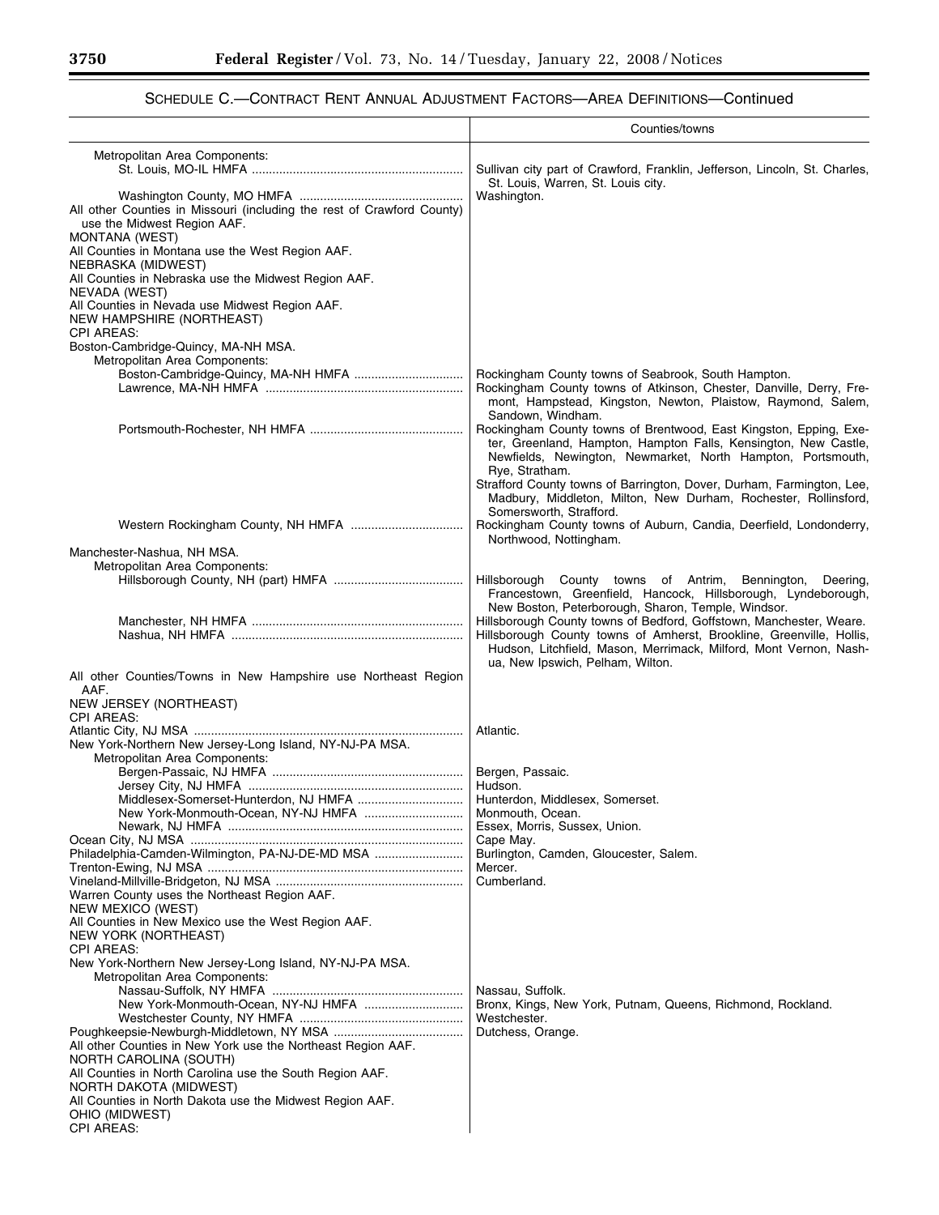## Schedule C.—Contract Rent Annual Adjustment Factors—Area Definitions—Continued

| | Counties/towns |
|---|---|
| Metropolitan Area Components: | |
| St. Louis, MO-IL HMFA | Sullivan city part of Crawford, Franklin, Jefferson, Lincoln, St. Charles, St. Louis, Warren, St. Louis city. |
| Washington County, MO HMFA | Washington. |
| All other Counties in Missouri (including the rest of Crawford County) use the Midwest Region AAF. | |
| MONTANA (WEST) | |
| All Counties in Montana use the West Region AAF. | |
| NEBRASKA (MIDWEST) | |
| All Counties in Nebraska use the Midwest Region AAF. | |
| NEVADA (WEST) | |
| All Counties in Nevada use Midwest Region AAF. | |
| NEW HAMPSHIRE (NORTHEAST) | |
| CPI AREAS: | |
| Boston-Cambridge-Quincy, MA-NH MSA. | |
| Metropolitan Area Components: | |
| Boston-Cambridge-Quincy, MA-NH HMFA | Rockingham County towns of Seabrook, South Hampton. |
| Lawrence, MA-NH HMFA | Rockingham County towns of Atkinson, Chester, Danville, Derry, Fremont, Hampstead, Kingston, Newton, Plaistow, Raymond, Salem, Sandown, Windham. |
| Portsmouth-Rochester, NH HMFA | Rockingham County towns of Brentwood, East Kingston, Epping, Exeter, Greenland, Hampton, Hampton Falls, Kensington, New Castle, Newfields, Newington, Newmarket, North Hampton, Portsmouth, Rye, Stratham. Strafford County towns of Barrington, Dover, Durham, Farmington, Lee, Madbury, Middleton, Milton, New Durham, Rochester, Rollinsford, Somersworth, Strafford. |
| Western Rockingham County, NH HMFA | Rockingham County towns of Auburn, Candia, Deerfield, Londonderry, Northwood, Nottingham. |
| Manchester-Nashua, NH MSA. | |
| Metropolitan Area Components: | |
| Hillsborough County, NH (part) HMFA | Hillsborough County towns of Antrim, Bennington, Deering, Francestown, Greenfield, Hancock, Hillsborough, Lyndeborough, New Boston, Peterborough, Sharon, Temple, Windsor. |
| Manchester, NH HMFA | Hillsborough County towns of Bedford, Goffstown, Manchester, Weare. |
| Nashua, NH HMFA | Hillsborough County towns of Amherst, Brookline, Greenville, Hollis, Hudson, Litchfield, Mason, Merrimack, Milford, Mont Vernon, Nashua, New Ipswich, Pelham, Wilton. |
| All other Counties/Towns in New Hampshire use Northeast Region AAF. | |
| NEW JERSEY (NORTHEAST) | |
| CPI AREAS: | |
| Atlantic City, NJ MSA | Atlantic. |
| New York-Northern New Jersey-Long Island, NY-NJ-PA MSA. | |
| Metropolitan Area Components: | |
| Bergen-Passaic, NJ HMFA | Bergen, Passaic. |
| Jersey City, NJ HMFA | Hudson. |
| Middlesex-Somerset-Hunterdon, NJ HMFA | Hunterdon, Middlesex, Somerset. |
| New York-Monmouth-Ocean, NY-NJ HMFA | Monmouth, Ocean. |
| Newark, NJ HMFA | Essex, Morris, Sussex, Union. |
| Ocean City, NJ MSA | Cape May. |
| Philadelphia-Camden-Wilmington, PA-NJ-DE-MD MSA | Burlington, Camden, Gloucester, Salem. |
| Trenton-Ewing, NJ MSA | Mercer. |
| Vineland-Millville-Bridgeton, NJ MSA | Cumberland. |
| Warren County uses the Northeast Region AAF. | |
| NEW MEXICO (WEST) | |
| All Counties in New Mexico use the West Region AAF. | |
| NEW YORK (NORTHEAST) | |
| CPI AREAS: | |
| New York-Northern New Jersey-Long Island, NY-NJ-PA MSA. | |
| Metropolitan Area Components: | |
| Nassau-Suffolk, NY HMFA | Nassau, Suffolk. |
| New York-Monmouth-Ocean, NY-NJ HMFA | Bronx, Kings, New York, Putnam, Queens, Richmond, Rockland. |
| Westchester County, NY HMFA | Westchester. |
| Poughkeepsie-Newburgh-Middletown, NY MSA | Dutchess, Orange. |
| All other Counties in New York use the Northeast Region AAF. | |
| NORTH CAROLINA (SOUTH) | |
| All Counties in North Carolina use the South Region AAF. | |
| NORTH DAKOTA (MIDWEST) | |
| All Counties in North Dakota use the Midwest Region AAF. | |
| OHIO (MIDWEST) | |
| CPI AREAS: | |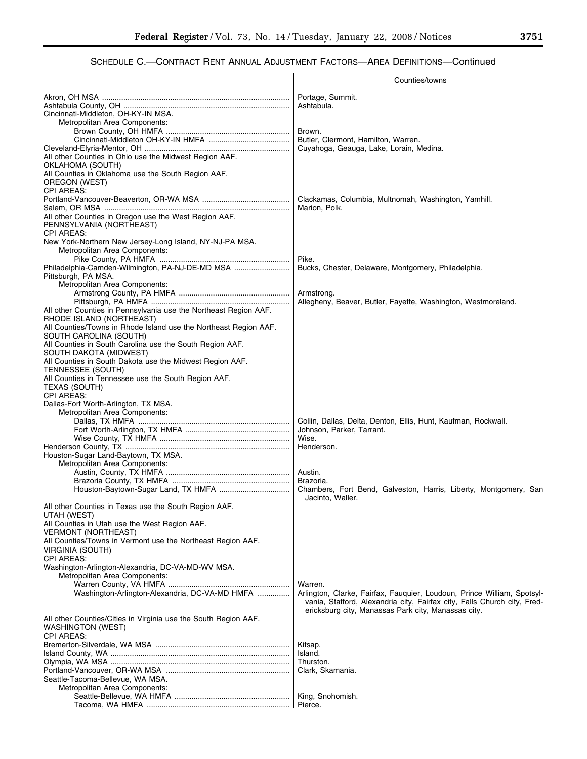## SCHEDULE C.—CONTRACT RENT ANNUAL ADJUSTMENT FACTORS—AREA DEFINITIONS—Continued

| | Counties/towns |
|---|---|
| Akron, OH MSA | Portage, Summit. |
| Ashtabula County, OH | Ashtabula. |
| Cincinnati-Middleton, OH-KY-IN MSA. | |
| Metropolitan Area Components: | |
| Brown County, OH HMFA | Brown. |
| Cincinnati-Middleton OH-KY-IN HMFA | Butler, Clermont, Hamilton, Warren. |
| Cleveland-Elyria-Mentor, OH | Cuyahoga, Geauga, Lake, Lorain, Medina. |
| All other Counties in Ohio use the Midwest Region AAF. | |
| OKLAHOMA (SOUTH) | |
| All Counties in Oklahoma use the South Region AAF. | |
| OREGON (WEST) | |
| CPI AREAS: | |
| Portland-Vancouver-Beaverton, OR-WA MSA | Clackamas, Columbia, Multnomah, Washington, Yamhill. |
| Salem, OR MSA | Marion, Polk. |
| All other Counties in Oregon use the West Region AAF. | |
| PENNSYLVANIA (NORTHEAST) | |
| CPI AREAS: | |
| New York-Northern New Jersey-Long Island, NY-NJ-PA MSA. | |
| Metropolitan Area Components: | |
| Pike County, PA HMFA | Pike. |
| Philadelphia-Camden-Wilmington, PA-NJ-DE-MD MSA | Bucks, Chester, Delaware, Montgomery, Philadelphia. |
| Pittsburgh, PA MSA. | |
| Metropolitan Area Components: | |
| Armstrong County, PA HMFA | Armstrong. |
| Pittsburgh, PA HMFA | Allegheny, Beaver, Butler, Fayette, Washington, Westmoreland. |
| All other Counties in Pennsylvania use the Northeast Region AAF. | |
| RHODE ISLAND (NORTHEAST) | |
| All Counties/Towns in Rhode Island use the Northeast Region AAF. | |
| SOUTH CAROLINA (SOUTH) | |
| All Counties in South Carolina use the South Region AAF. | |
| SOUTH DAKOTA (MIDWEST) | |
| All Counties in South Dakota use the Midwest Region AAF. | |
| TENNESSEE (SOUTH) | |
| All Counties in Tennessee use the South Region AAF. | |
| TEXAS (SOUTH) | |
| CPI AREAS: | |
| Dallas-Fort Worth-Arlington, TX MSA. | |
| Metropolitan Area Components: | |
| Dallas, TX HMFA | Collin, Dallas, Delta, Denton, Ellis, Hunt, Kaufman, Rockwall. |
| Fort Worth-Arlington, TX HMFA | Johnson, Parker, Tarrant. |
| Wise County, TX HMFA | Wise. |
| Henderson County, TX | Henderson. |
| Houston-Sugar Land-Baytown, TX MSA. | |
| Metropolitan Area Components: | |
| Austin, County, TX HMFA | Austin. |
| Brazoria County, TX HMFA | Brazoria. |
| Houston-Baytown-Sugar Land, TX HMFA | Chambers, Fort Bend, Galveston, Harris, Liberty, Montgomery, San Jacinto, Waller. |
| All other Counties in Texas use the South Region AAF. | |
| UTAH (WEST) | |
| All Counties in Utah use the West Region AAF. | |
| VERMONT (NORTHEAST) | |
| All Counties/Towns in Vermont use the Northeast Region AAF. | |
| VIRGINIA (SOUTH) | |
| CPI AREAS: | |
| Washington-Arlington-Alexandria, DC-VA-MD-WV MSA. | |
| Metropolitan Area Components: | |
| Warren County, VA HMFA | Warren. |
| Washington-Arlington-Alexandria, DC-VA-MD HMFA | Arlington, Clarke, Fairfax, Fauquier, Loudoun, Prince William, Spotsylvania, Stafford, Alexandria city, Fairfax city, Falls Church city, Fredericksburg city, Manassas Park city, Manassas city. |
| All other Counties/Cities in Virginia use the South Region AAF. | |
| WASHINGTON (WEST) | |
| CPI AREAS: | |
| Bremerton-Silverdale, WA MSA | Kitsap. |
| Island County, WA | Island. |
| Olympia, WA MSA | Thurston. |
| Portland-Vancouver, OR-WA MSA | Clark, Skamania. |
| Seattle-Tacoma-Bellevue, WA MSA. | |
| Metropolitan Area Components: | |
| Seattle-Bellevue, WA HMFA | King, Snohomish. |
| Tacoma, WA HMFA | Pierce. |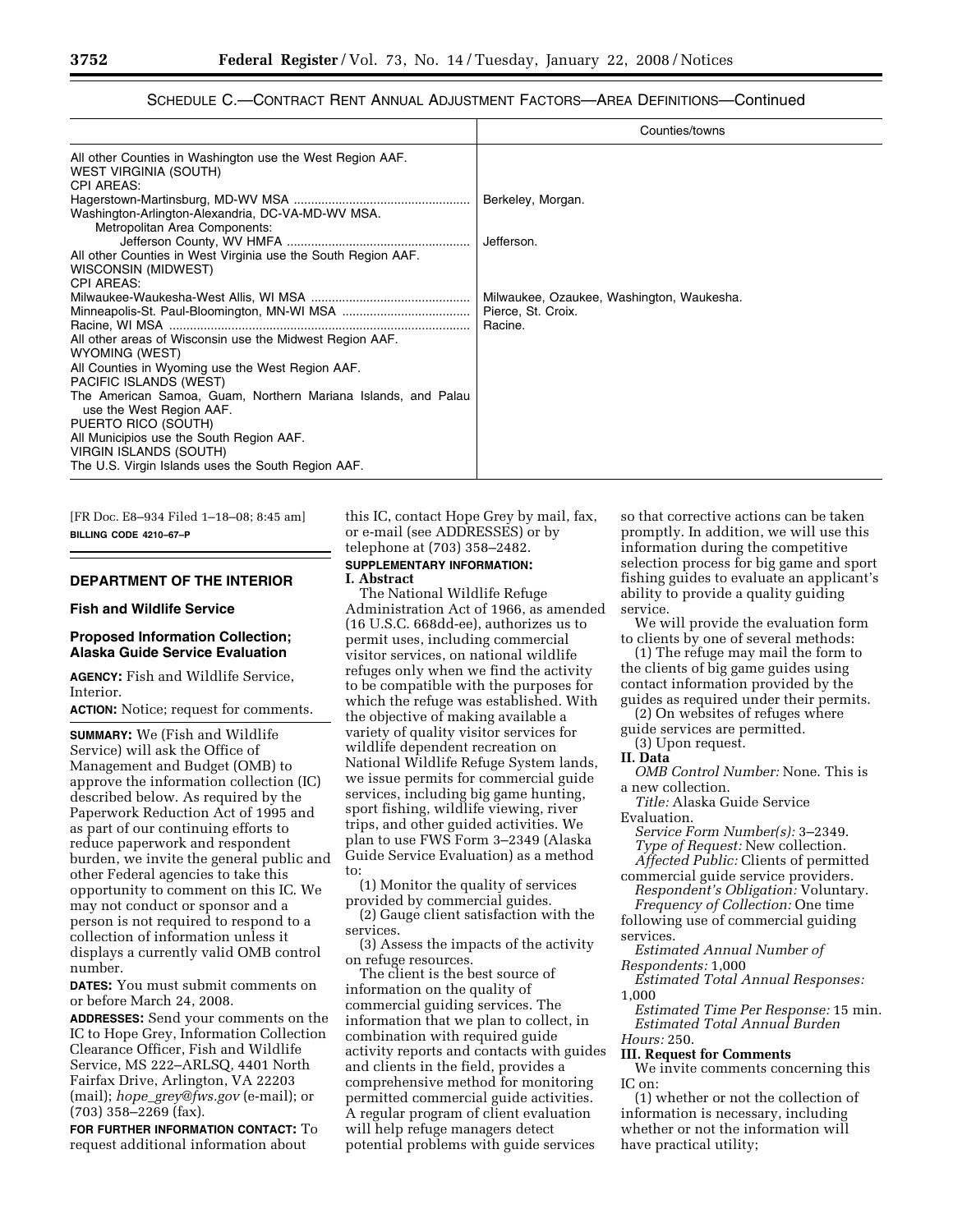SCHEDULE C.—CONTRACT RENT ANNUAL ADJUSTMENT FACTORS—AREA DEFINITIONS—Continued

| | Counties/towns |
|---|---|
| All other Counties in Washington use the West Region AAF. | |
| WEST VIRGINIA (SOUTH) | |
| CPI AREAS: | |
| Hagerstown-Martinsburg, MD-WV MSA | Berkeley, Morgan. |
| Washington-Arlington-Alexandria, DC-VA-MD-WV MSA. | |
| Metropolitan Area Components: | |
| Jefferson County, WV HMFA | Jefferson. |
| All other Counties in West Virginia use the South Region AAF. | |
| WISCONSIN (MIDWEST) | |
| CPI AREAS: | |
| Milwaukee-Waukesha-West Allis, WI MSA | Milwaukee, Ozaukee, Washington, Waukesha. |
| Minneapolis-St. Paul-Bloomington, MN-WI MSA | Pierce, St. Croix. |
| Racine, WI MSA | Racine. |
| All other areas of Wisconsin use the Midwest Region AAF. | |
| WYOMING (WEST) | |
| All Counties in Wyoming use the West Region AAF. | |
| PACIFIC ISLANDS (WEST) | |
| The American Samoa, Guam, Northern Mariana Islands, and Palau use the West Region AAF. | |
| PUERTO RICO (SOUTH) | |
| All Municipios use the South Region AAF. | |
| VIRGIN ISLANDS (SOUTH) | |
| The U.S. Virgin Islands uses the South Region AAF. | |

[FR Doc. E8–934 Filed 1–18–08; 8:45 am]

**BILLING CODE 4210–67–P**

## DEPARTMENT OF THE INTERIOR

### Fish and Wildlife Service

### Proposed Information Collection; Alaska Guide Service Evaluation

**AGENCY:** Fish and Wildlife Service, Interior.

**ACTION:** Notice; request for comments.

**SUMMARY:** We (Fish and Wildlife Service) will ask the Office of Management and Budget (OMB) to approve the information collection (IC) described below. As required by the Paperwork Reduction Act of 1995 and as part of our continuing efforts to reduce paperwork and respondent burden, we invite the general public and other Federal agencies to take this opportunity to comment on this IC. We may not conduct or sponsor and a person is not required to respond to a collection of information unless it displays a currently valid OMB control number.

**DATES:** You must submit comments on or before March 24, 2008.

**ADDRESSES:** Send your comments on the IC to Hope Grey, Information Collection Clearance Officer, Fish and Wildlife Service, MS 222–ARLSQ, 4401 North Fairfax Drive, Arlington, VA 22203 (mail); *hope_grey@fws.gov* (e-mail); or (703) 358–2269 (fax).

**FOR FURTHER INFORMATION CONTACT:** To request additional information about this IC, contact Hope Grey by mail, fax, or e-mail (see ADDRESSES) or by telephone at (703) 358–2482.

**SUPPLEMENTARY INFORMATION:**

**I. Abstract**

The National Wildlife Refuge Administration Act of 1966, as amended (16 U.S.C. 668dd-ee), authorizes us to permit uses, including commercial visitor services, on national wildlife refuges only when we find the activity to be compatible with the purposes for which the refuge was established. With the objective of making available a variety of quality visitor services for wildlife dependent recreation on National Wildlife Refuge System lands, we issue permits for commercial guide services, including big game hunting, sport fishing, wildlife viewing, river trips, and other guided activities. We plan to use FWS Form 3–2349 (Alaska Guide Service Evaluation) as a method to:

(1) Monitor the quality of services provided by commercial guides.

(2) Gauge client satisfaction with the services.

(3) Assess the impacts of the activity on refuge resources.

The client is the best source of information on the quality of commercial guiding services. The information that we plan to collect, in combination with required guide activity reports and contacts with guides and clients in the field, provides a comprehensive method for monitoring permitted commercial guide activities. A regular program of client evaluation will help refuge managers detect potential problems with guide services so that corrective actions can be taken promptly. In addition, we will use this information during the competitive selection process for big game and sport fishing guides to evaluate an applicant's ability to provide a quality guiding service.

We will provide the evaluation form to clients by one of several methods:

(1) The refuge may mail the form to the clients of big game guides using contact information provided by the guides as required under their permits.

(2) On websites of refuges where guide services are permitted.

(3) Upon request.

**II. Data**

*OMB Control Number:* None. This is a new collection.

*Title:* Alaska Guide Service Evaluation.

*Service Form Number(s):* 3–2349.

*Type of Request:* New collection.

*Affected Public:* Clients of permitted commercial guide service providers.

*Respondent's Obligation:* Voluntary.

*Frequency of Collection:* One time following use of commercial guiding services.

*Estimated Annual Number of Respondents:* 1,000

*Estimated Total Annual Responses:* 1,000

*Estimated Time Per Response:* 15 min.

*Estimated Total Annual Burden Hours:* 250.

**III. Request for Comments**

We invite comments concerning this IC on:

(1) whether or not the collection of information is necessary, including whether or not the information will have practical utility;